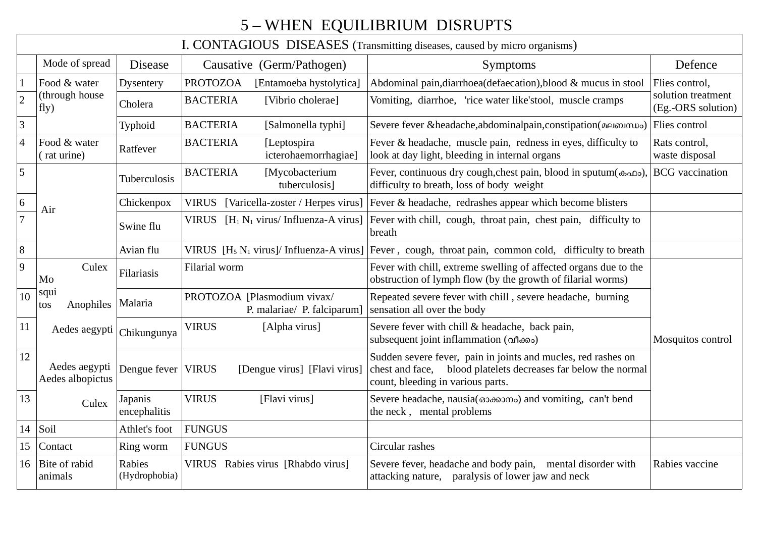# 5 – WHEN EQUILIBRIUM DISRUPTS

## I. CONTAGIOUS DISEASES (Transmitting diseases, caused by micro organisms)

| | Mode of spread | Disease | Causative (Germ/Pathogen) | Symptoms | Defence |
|---|---|---|---|---|---|
| 1 | Food & water (through house fly) | Dysentery | PROTOZOA [Entamoeba hystolytica] | Abdominal pain,diarrhoea(defaecation),blood & mucus in stool | Flies control, solution treatment (Eg.-ORS solution) |
| 2 | | Cholera | BACTERIA [Vibrio cholerae] | Vomiting, diarrhoe, 'rice water like'stool, muscle cramps | |
| 3 | | Typhoid | BACTERIA [Salmonella typhi] | Severe fever &headache,abdominalpain,constipation(മലബന്ധം) | Flies control |
| 4 | Food & water ( rat urine) | Ratfever | BACTERIA [Leptospira icterohaemorrhagiae] | Fever & headache, muscle pain, redness in eyes, difficulty to look at day light, bleeding in internal organs | Rats control, waste disposal |
| 5 | Air | Tuberculosis | BACTERIA [Mycobacterium tuberculosis] | Fever, continuous dry cough,chest pain, blood in sputum(കഫം), difficulty to breath, loss of body weight | BCG vaccination |
| 6 | | Chickenpox | VIRUS [Varicella-zoster / Herpes virus] | Fever & headache, redrashes appear which become blisters | |
| 7 | | Swine flu | VIRUS [$H_1 N_1$ virus/ Influenza-A virus] | Fever with chill, cough, throat pain, chest pain, difficulty to breath | |
| 8 | | Avian flu | VIRUS [$H_5 N_1$ virus]/ Influenza-A virus] | Fever , cough, throat pain, common cold, difficulty to breath | |
| 9 | Mosquitos Culex | Filariasis | Filarial worm | Fever with chill, extreme swelling of affected organs due to the obstruction of lymph flow (by the growth of filarial worms) | Mosquitos control |
| 10 | Anophiles | Malaria | PROTOZOA [Plasmodium vivax/ P. malariae/ P. falciparum] | Repeated severe fever with chill , severe headache, burning sensation all over the body | |
| 11 | Aedes aegypti | Chikungunya | VIRUS [Alpha virus] | Severe fever with chill & headache, back pain, subsequent joint inflammation (വീക്കം) | |
| 12 | Aedes aegypti Aedes albopictus | Dengue fever | VIRUS [Dengue virus] [Flavi virus] | Sudden severe fever, pain in joints and mucles, red rashes on chest and face, blood platelets decreases far below the normal count, bleeding in various parts. | |
| 13 | Culex | Japanis encephalitis | VIRUS [Flavi virus] | Severe headache, nausia(ഓക്കാനം) and vomiting, can't bend the neck , mental problems | |
| 14 | Soil | Athlet's foot | FUNGUS | | |
| 15 | Contact | Ring worm | FUNGUS | Circular rashes | |
| 16 | Bite of rabid animals | Rabies (Hydrophobia) | VIRUS Rabies virus [Rhabdo virus] | Severe fever, headache and body pain, mental disorder with attacking nature, paralysis of lower jaw and neck | Rabies vaccine |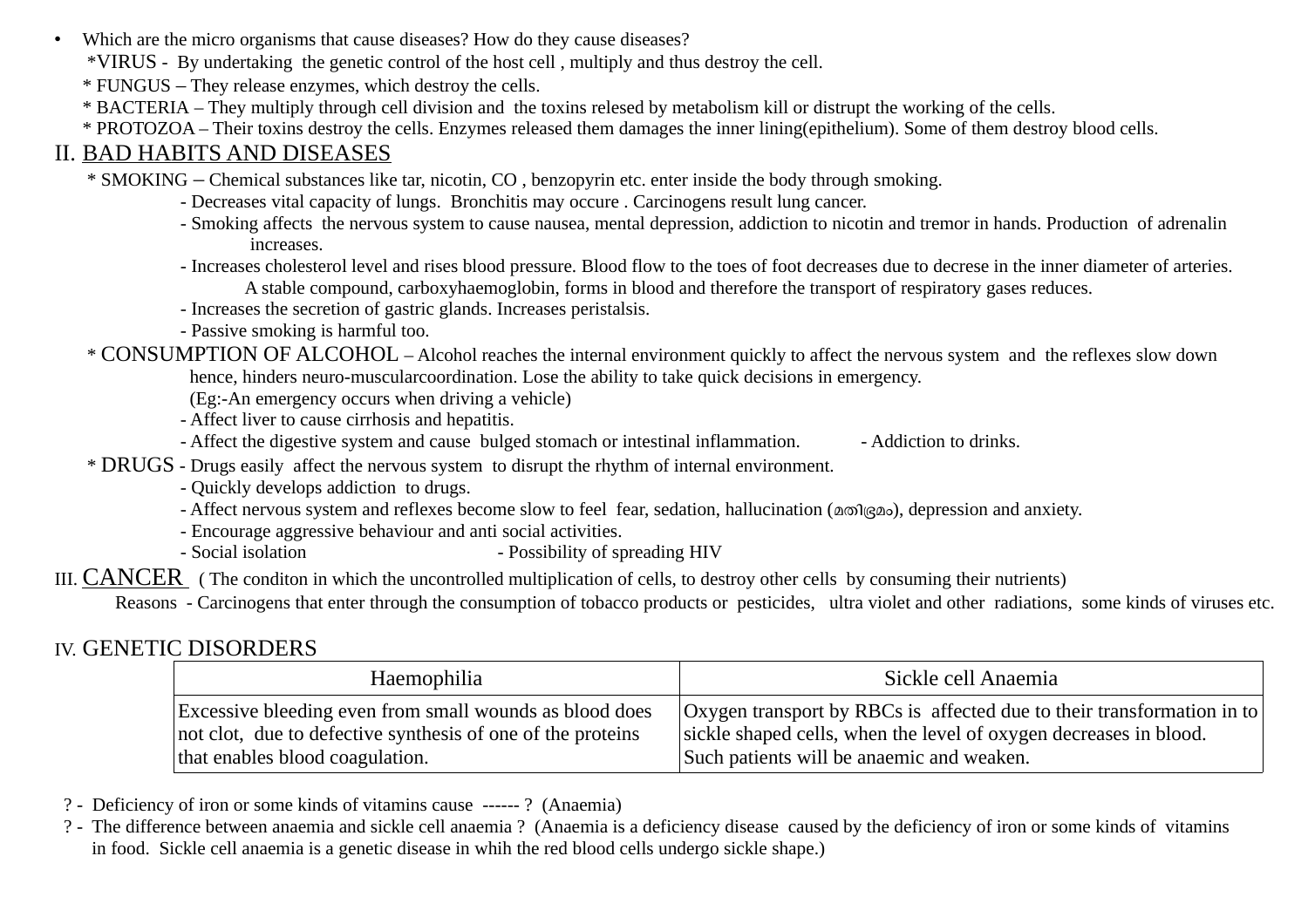- Which are the micro organisms that cause diseases? How do they cause diseases?
  - *VIRUS - By undertaking the genetic control of the host cell , multiply and thus destroy the cell.
  - * FUNGUS – They release enzymes, which destroy the cells.
  - * BACTERIA – They multiply through cell division and the toxins relesed by metabolism kill or distrupt the working of the cells.
  - * PROTOZOA – Their toxins destroy the cells. Enzymes released them damages the inner lining(epithelium). Some of them destroy blood cells.

## II. BAD HABITS AND DISEASES

* SMOKING – Chemical substances like tar, nicotin, CO , benzopyrin etc. enter inside the body through smoking.
  - Decreases vital capacity of lungs. Bronchitis may occure . Carcinogens result lung cancer.
  - Smoking affects the nervous system to cause nausea, mental depression, addiction to nicotin and tremor in hands. Production of adrenalin increases.
  - Increases cholesterol level and rises blood pressure. Blood flow to the toes of foot decreases due to decrese in the inner diameter of arteries. A stable compound, carboxyhaemoglobin, forms in blood and therefore the transport of respiratory gases reduces.
  - Increases the secretion of gastric glands. Increases peristalsis.
  - Passive smoking is harmful too.

* CONSUMPTION OF ALCOHOL – Alcohol reaches the internal environment quickly to affect the nervous system and the reflexes slow down hence, hinders neuro-muscularcoordination. Lose the ability to take quick decisions in emergency. (Eg:-An emergency occurs when driving a vehicle)
  - Affect liver to cause cirrhosis and hepatitis.
  - Affect the digestive system and cause bulged stomach or intestinal inflammation.
  - Addiction to drinks.

* DRUGS - Drugs easily affect the nervous system to disrupt the rhythm of internal environment.
  - Quickly develops addiction to drugs.
  - Affect nervous system and reflexes become slow to feel fear, sedation, hallucination (മതിഭ്രമം), depression and anxiety.
  - Encourage aggressive behaviour and anti social activities.
  - Social isolation
  - Possibility of spreading HIV

## III. CANCER

( The conditon in which the uncontrolled multiplication of cells, to destroy other cells by consuming their nutrients)

Reasons - Carcinogens that enter through the consumption of tobacco products or pesticides, ultra violet and other radiations, some kinds of viruses etc.

## IV. GENETIC DISORDERS

| Haemophilia | Sickle cell Anaemia |
|---|---|
| Excessive bleeding even from small wounds as blood does not clot, due to defective synthesis of one of the proteins that enables blood coagulation. | Oxygen transport by RBCs is affected due to their transformation in to sickle shaped cells, when the level of oxygen decreases in blood. Such patients will be anaemic and weaken. |

? - Deficiency of iron or some kinds of vitamins cause ------ ? (Anaemia)

? - The difference between anaemia and sickle cell anaemia ? (Anaemia is a deficiency disease caused by the deficiency of iron or some kinds of vitamins in food. Sickle cell anaemia is a genetic disease in whih the red blood cells undergo sickle shape.)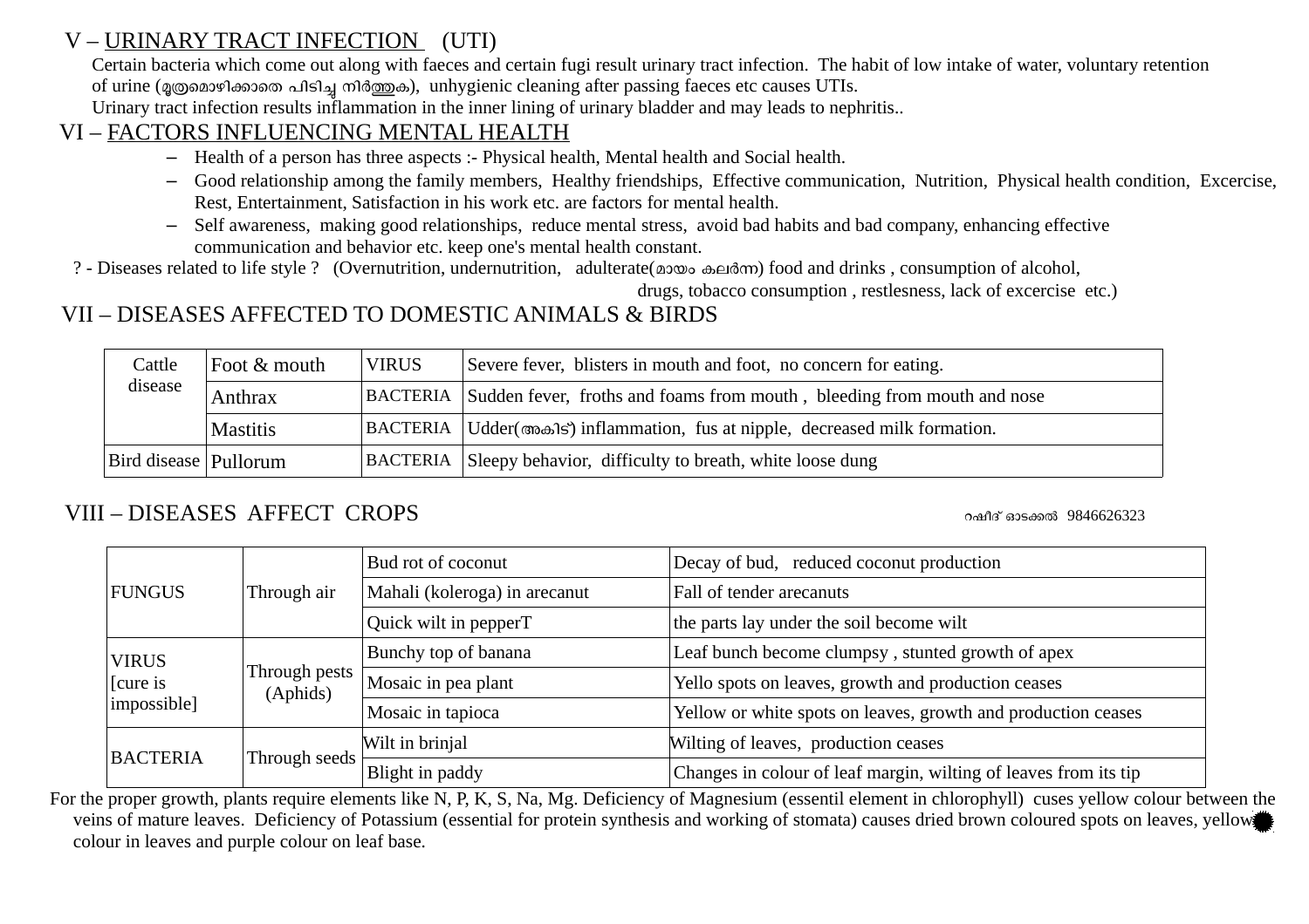## V – URINARY TRACT INFECTION (UTI)

Certain bacteria which come out along with faeces and certain fugi result urinary tract infection. The habit of low intake of water, voluntary retention of urine (മൂത്രമൊഴിക്കാതെ പിടിച്ചു നിർത്തുക), unhygienic cleaning after passing faeces etc causes UTIs.
Urinary tract infection results inflammation in the inner lining of urinary bladder and may leads to nephritis..

## VI – FACTORS INFLUENCING MENTAL HEALTH

- Health of a person has three aspects :- Physical health, Mental health and Social health.
- Good relationship among the family members, Healthy friendships, Effective communication, Nutrition, Physical health condition, Excercise, Rest, Entertainment, Satisfaction in his work etc. are factors for mental health.
- Self awareness, making good relationships, reduce mental stress, avoid bad habits and bad company, enhancing effective communication and behavior etc. keep one's mental health constant.

? - Diseases related to life style ? (Overnutrition, undernutrition, adulterate(മായം കലർന്ന) food and drinks , consumption of alcohol, drugs, tobacco consumption , restlesness, lack of excercise etc.)

## VII – DISEASES AFFECTED TO DOMESTIC ANIMALS & BIRDS

| | | | |
|---|---|---|---|
| Cattle disease | Foot & mouth | VIRUS | Severe fever, blisters in mouth and foot, no concern for eating. |
| | Anthrax | BACTERIA | Sudden fever, froths and foams from mouth , bleeding from mouth and nose |
| | Mastitis | BACTERIA | Udder(അകിട്) inflammation, fus at nipple, decreased milk formation. |
| Bird disease | Pullorum | BACTERIA | Sleepy behavior, difficulty to breath, white loose dung |

## VIII – DISEASES AFFECT CROPS

റഷീദ് ഓടക്കൽ 9846626323

| | | | |
|---|---|---|---|
| FUNGUS | Through air | Bud rot of coconut | Decay of bud, reduced coconut production |
| | | Mahali (koleroga) in arecanut | Fall of tender arecanuts |
| | | Quick wilt in pepperT | the parts lay under the soil become wilt |
| VIRUS [cure is impossible] | Through pests (Aphids) | Bunchy top of banana | Leaf bunch become clumpsy , stunted growth of apex |
| | | Mosaic in pea plant | Yello spots on leaves, growth and production ceases |
| | | Mosaic in tapioca | Yellow or white spots on leaves, growth and production ceases |
| BACTERIA | Through seeds | Wilt in brinjal | Wilting of leaves, production ceases |
| | | Blight in paddy | Changes in colour of leaf margin, wilting of leaves from its tip |

For the proper growth, plants require elements like N, P, K, S, Na, Mg. Deficiency of Magnesium (essentil element in chlorophyll) cuses yellow colour between the veins of mature leaves. Deficiency of Potassium (essential for protein synthesis and working of stomata) causes dried brown coloured spots on leaves, yellow colour in leaves and purple colour on leaf base.